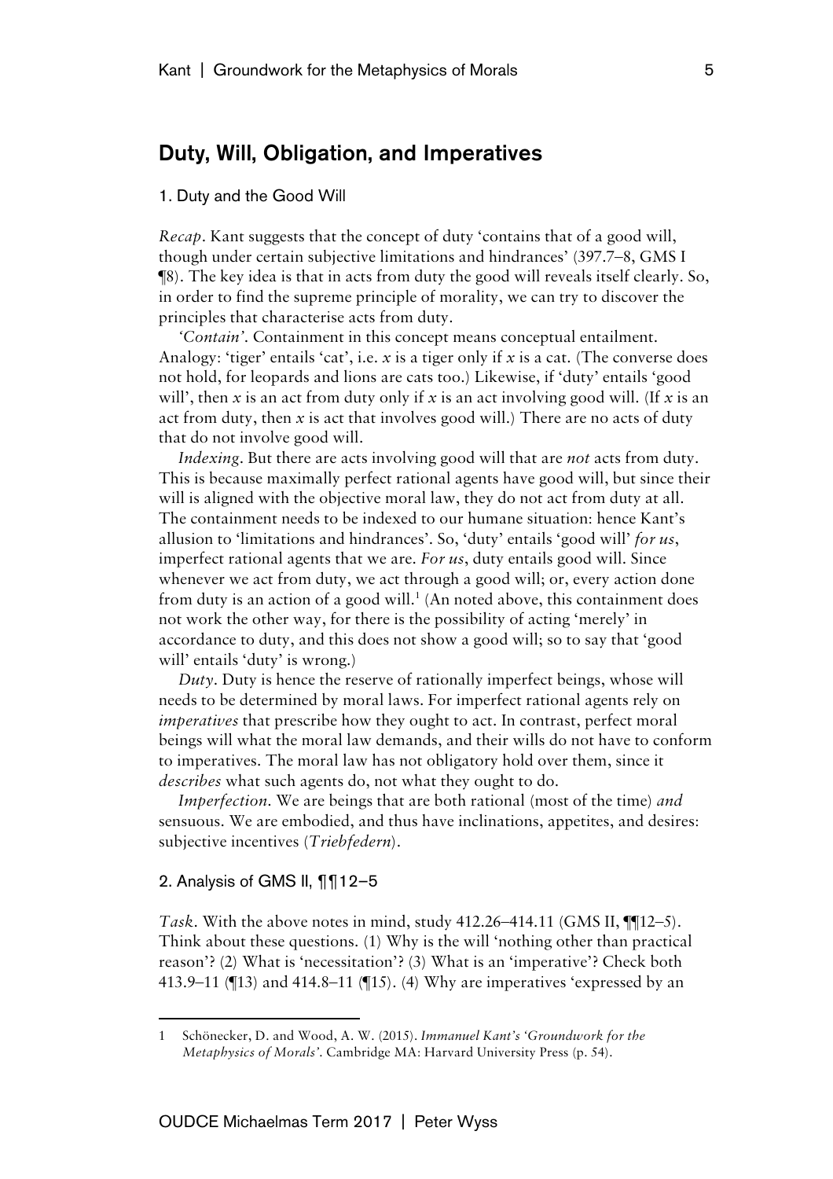## Duty, Will, Obligation, and Imperatives

### 1. Duty and the Good Will

*Recap*. Kant suggests that the concept of duty 'contains that of a good will, though under certain subjective limitations and hindrances' (397.7–8, GMS I ¶8). The key idea is that in acts from duty the good will reveals itself clearly. So, in order to find the supreme principle of morality, we can try to discover the principles that characterise acts from duty.

*'Contain'*. Containment in this concept means conceptual entailment. Analogy: 'tiger' entails 'cat', i.e. *x* is a tiger only if *x* is a cat. (The converse does not hold, for leopards and lions are cats too.) Likewise, if 'duty' entails 'good will', then *x* is an act from duty only if *x* is an act involving good will. (If *x* is an act from duty, then *x* is act that involves good will.) There are no acts of duty that do not involve good will.

*Indexing*. But there are acts involving good will that are *not* acts from duty. This is because maximally perfect rational agents have good will, but since their will is aligned with the objective moral law, they do not act from duty at all. The containment needs to be indexed to our humane situation: hence Kant's allusion to 'limitations and hindrances'. So, 'duty' entails 'good will' *for us*, imperfect rational agents that we are. *For us*, duty entails good will. Since whenever we act from duty, we act through a good will; or, every action done from duty is an action of a good will.[1] (An noted above, this containment does not work the other way, for there is the possibility of acting 'merely' in accordance to duty, and this does not show a good will; so to say that 'good will' entails 'duty' is wrong.)

*Duty*. Duty is hence the reserve of rationally imperfect beings, whose will needs to be determined by moral laws. For imperfect rational agents rely on *imperatives* that prescribe how they ought to act. In contrast, perfect moral beings will what the moral law demands, and their wills do not have to conform to imperatives. The moral law has not obligatory hold over them, since it *describes* what such agents do, not what they ought to do.

*Imperfection*. We are beings that are both rational (most of the time) *and* sensuous. We are embodied, and thus have inclinations, appetites, and desires: subjective incentives (*Triebfedern*).

### 2. Analysis of GMS II, ¶¶12–5

*Task*. With the above notes in mind, study 412.26–414.11 (GMS II, ¶¶12–5). Think about these questions. (1) Why is the will 'nothing other than practical reason'? (2) What is 'necessitation'? (3) What is an 'imperative'? Check both 413.9–11 (¶13) and 414.8–11 (¶15). (4) Why are imperatives 'expressed by an

---

[1] Schönecker, D. and Wood, A. W. (2015). *Immanuel Kant's 'Groundwork for the Metaphysics of Morals'*. Cambridge MA: Harvard University Press (p. 54).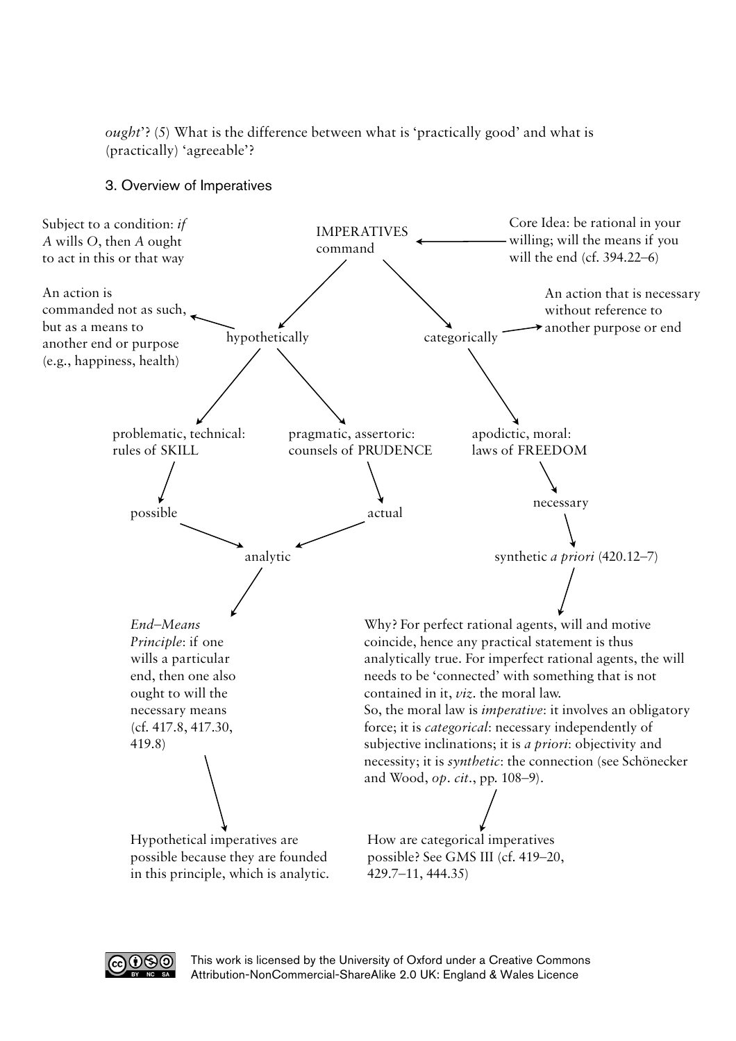*ought*'? (5) What is the difference between what is 'practically good' and what is (practically) 'agreeable'?

### 3. Overview of Imperatives

IMPERATIVES
command

Core Idea: be rational in your willing; will the means if you will the end (cf. 394.22–6)

hypothetically

Subject to a condition: *if A* wills *O*, then *A* ought to act in this or that way

An action is commanded not as such, but as a means to another end or purpose (e.g., happiness, health)

categorically

An action that is necessary without reference to another purpose or end

problematic, technical: rules of SKILL

pragmatic, assertoric: counsels of PRUDENCE

apodictic, moral: laws of FREEDOM

possible

actual

necessary

analytic

synthetic *a priori* (420.12–7)

*End–Means Principle*: if one wills a particular end, then one also ought to will the necessary means (cf. 417.8, 417.30, 419.8)

Hypothetical imperatives are possible because they are founded in this principle, which is analytic.

Why? For perfect rational agents, will and motive coincide, hence any practical statement is thus analytically true. For imperfect rational agents, the will needs to be 'connected' with something that is not contained in it, *viz*. the moral law.
So, the moral law is *imperative*: it involves an obligatory force; it is *categorical*: necessary independently of subjective inclinations; it is *a priori*: objectivity and necessity; it is *synthetic*: the connection (see Schönecker and Wood, *op. cit*., pp. 108–9).

How are categorical imperatives possible? See GMS III (cf. 419–20, 429.7–11, 444.35)

This work is licensed by the University of Oxford under a Creative Commons Attribution-NonCommercial-ShareAlike 2.0 UK: England & Wales Licence